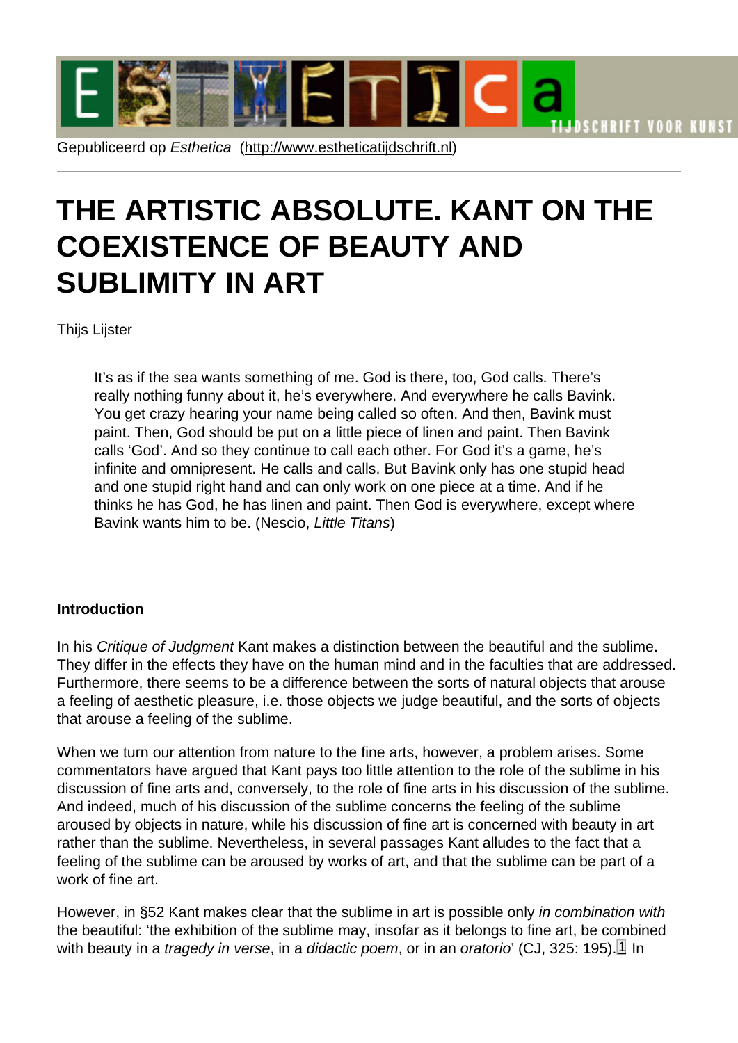Gepubliceerd op *Esthetica* (http://www.estheticatijdschrift.nl)

# THE ARTISTIC ABSOLUTE. KANT ON THE COEXISTENCE OF BEAUTY AND SUBLIMITY IN ART

Thijs Lijster

> It's as if the sea wants something of me. God is there, too, God calls. There's really nothing funny about it, he's everywhere. And everywhere he calls Bavink. You get crazy hearing your name being called so often. And then, Bavink must paint. Then, God should be put on a little piece of linen and paint. Then Bavink calls 'God'. And so they continue to call each other. For God it's a game, he's infinite and omnipresent. He calls and calls. But Bavink only has one stupid head and one stupid right hand and can only work on one piece at a time. And if he thinks he has God, he has linen and paint. Then God is everywhere, except where Bavink wants him to be. (Nescio, *Little Titans*)

**Introduction**

In his *Critique of Judgment* Kant makes a distinction between the beautiful and the sublime. They differ in the effects they have on the human mind and in the faculties that are addressed. Furthermore, there seems to be a difference between the sorts of natural objects that arouse a feeling of aesthetic pleasure, i.e. those objects we judge beautiful, and the sorts of objects that arouse a feeling of the sublime.

When we turn our attention from nature to the fine arts, however, a problem arises. Some commentators have argued that Kant pays too little attention to the role of the sublime in his discussion of fine arts and, conversely, to the role of fine arts in his discussion of the sublime. And indeed, much of his discussion of the sublime concerns the feeling of the sublime aroused by objects in nature, while his discussion of fine art is concerned with beauty in art rather than the sublime. Nevertheless, in several passages Kant alludes to the fact that a feeling of the sublime can be aroused by works of art, and that the sublime can be part of a work of fine art.

However, in §52 Kant makes clear that the sublime in art is possible only *in combination with* the beautiful: 'the exhibition of the sublime may, insofar as it belongs to fine art, be combined with beauty in a *tragedy in verse*, in a *didactic poem*, or in an *oratorio*' (CJ, 325: 195).[1] In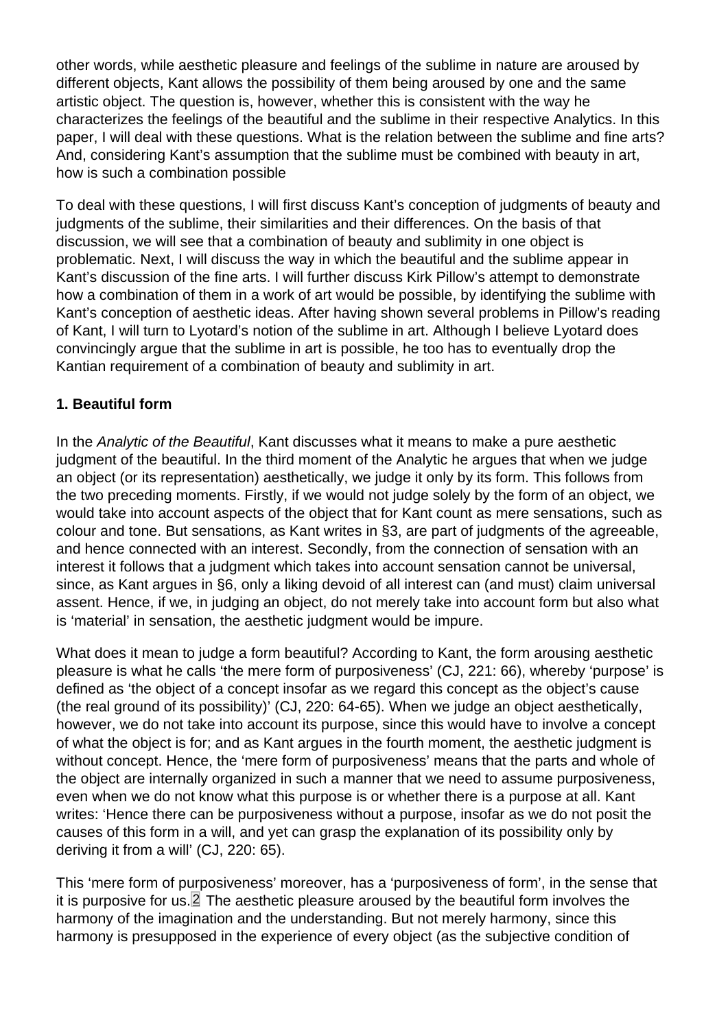other words, while aesthetic pleasure and feelings of the sublime in nature are aroused by different objects, Kant allows the possibility of them being aroused by one and the same artistic object. The question is, however, whether this is consistent with the way he characterizes the feelings of the beautiful and the sublime in their respective Analytics. In this paper, I will deal with these questions. What is the relation between the sublime and fine arts? And, considering Kant's assumption that the sublime must be combined with beauty in art, how is such a combination possible

To deal with these questions, I will first discuss Kant's conception of judgments of beauty and judgments of the sublime, their similarities and their differences. On the basis of that discussion, we will see that a combination of beauty and sublimity in one object is problematic. Next, I will discuss the way in which the beautiful and the sublime appear in Kant's discussion of the fine arts. I will further discuss Kirk Pillow's attempt to demonstrate how a combination of them in a work of art would be possible, by identifying the sublime with Kant's conception of aesthetic ideas. After having shown several problems in Pillow's reading of Kant, I will turn to Lyotard's notion of the sublime in art. Although I believe Lyotard does convincingly argue that the sublime in art is possible, he too has to eventually drop the Kantian requirement of a combination of beauty and sublimity in art.

## 1. Beautiful form

In the *Analytic of the Beautiful*, Kant discusses what it means to make a pure aesthetic judgment of the beautiful. In the third moment of the Analytic he argues that when we judge an object (or its representation) aesthetically, we judge it only by its form. This follows from the two preceding moments. Firstly, if we would not judge solely by the form of an object, we would take into account aspects of the object that for Kant count as mere sensations, such as colour and tone. But sensations, as Kant writes in §3, are part of judgments of the agreeable, and hence connected with an interest. Secondly, from the connection of sensation with an interest it follows that a judgment which takes into account sensation cannot be universal, since, as Kant argues in §6, only a liking devoid of all interest can (and must) claim universal assent. Hence, if we, in judging an object, do not merely take into account form but also what is 'material' in sensation, the aesthetic judgment would be impure.

What does it mean to judge a form beautiful? According to Kant, the form arousing aesthetic pleasure is what he calls 'the mere form of purposiveness' (CJ, 221: 66), whereby 'purpose' is defined as 'the object of a concept insofar as we regard this concept as the object's cause (the real ground of its possibility)' (CJ, 220: 64-65). When we judge an object aesthetically, however, we do not take into account its purpose, since this would have to involve a concept of what the object is for; and as Kant argues in the fourth moment, the aesthetic judgment is without concept. Hence, the 'mere form of purposiveness' means that the parts and whole of the object are internally organized in such a manner that we need to assume purposiveness, even when we do not know what this purpose is or whether there is a purpose at all. Kant writes: 'Hence there can be purposiveness without a purpose, insofar as we do not posit the causes of this form in a will, and yet can grasp the explanation of its possibility only by deriving it from a will' (CJ, 220: 65).

This 'mere form of purposiveness' moreover, has a 'purposiveness of form', in the sense that it is purposive for us.[2] The aesthetic pleasure aroused by the beautiful form involves the harmony of the imagination and the understanding. But not merely harmony, since this harmony is presupposed in the experience of every object (as the subjective condition of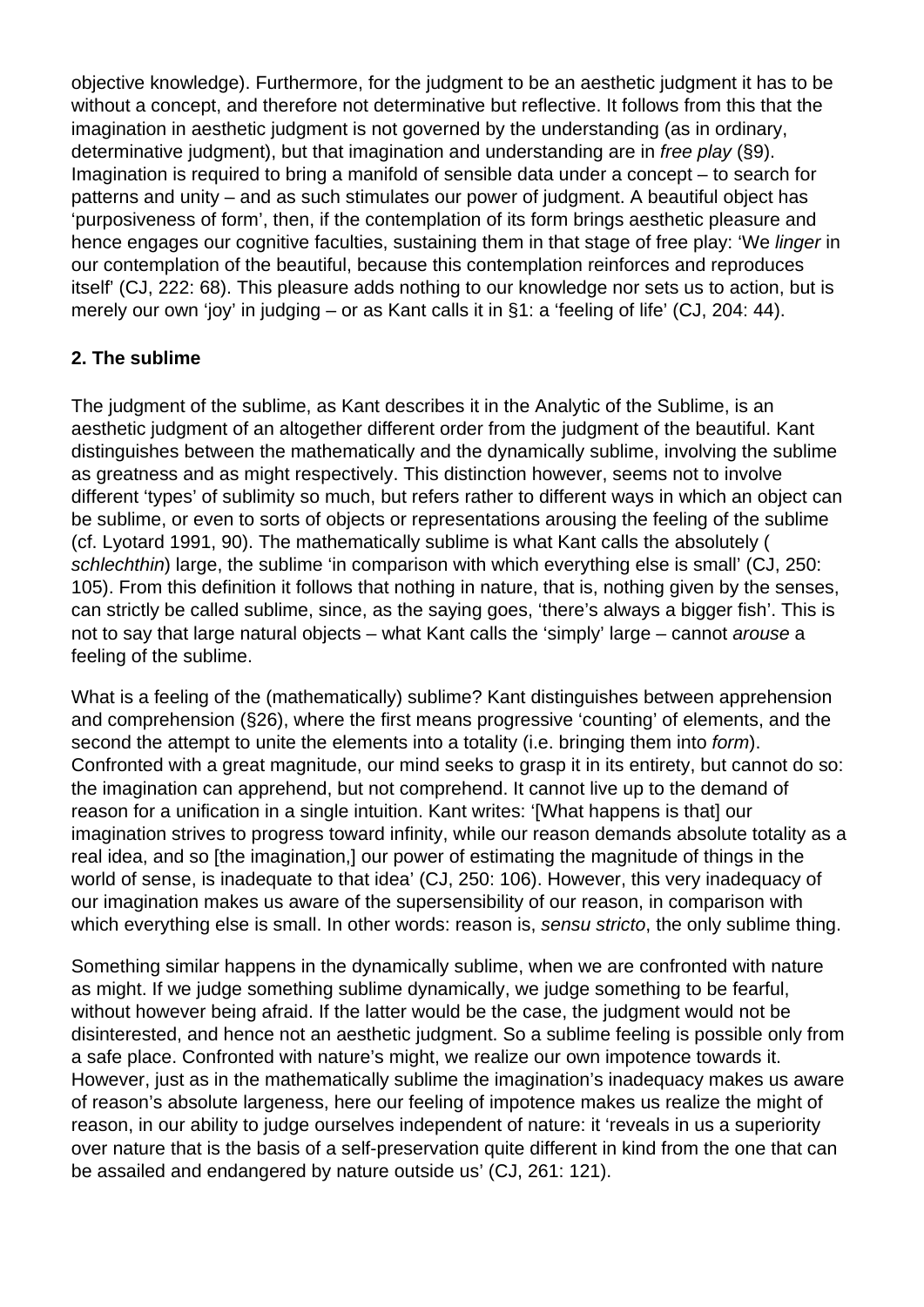objective knowledge). Furthermore, for the judgment to be an aesthetic judgment it has to be without a concept, and therefore not determinative but reflective. It follows from this that the imagination in aesthetic judgment is not governed by the understanding (as in ordinary, determinative judgment), but that imagination and understanding are in *free play* (§9). Imagination is required to bring a manifold of sensible data under a concept – to search for patterns and unity – and as such stimulates our power of judgment. A beautiful object has 'purposiveness of form', then, if the contemplation of its form brings aesthetic pleasure and hence engages our cognitive faculties, sustaining them in that stage of free play: 'We *linger* in our contemplation of the beautiful, because this contemplation reinforces and reproduces itself' (CJ, 222: 68). This pleasure adds nothing to our knowledge nor sets us to action, but is merely our own 'joy' in judging – or as Kant calls it in §1: a 'feeling of life' (CJ, 204: 44).

**2. The sublime**

The judgment of the sublime, as Kant describes it in the Analytic of the Sublime, is an aesthetic judgment of an altogether different order from the judgment of the beautiful. Kant distinguishes between the mathematically and the dynamically sublime, involving the sublime as greatness and as might respectively. This distinction however, seems not to involve different 'types' of sublimity so much, but refers rather to different ways in which an object can be sublime, or even to sorts of objects or representations arousing the feeling of the sublime (cf. Lyotard 1991, 90). The mathematically sublime is what Kant calls the absolutely ( *schlechthin*) large, the sublime 'in comparison with which everything else is small' (CJ, 250: 105). From this definition it follows that nothing in nature, that is, nothing given by the senses, can strictly be called sublime, since, as the saying goes, 'there's always a bigger fish'. This is not to say that large natural objects – what Kant calls the 'simply' large – cannot *arouse* a feeling of the sublime.

What is a feeling of the (mathematically) sublime? Kant distinguishes between apprehension and comprehension (§26), where the first means progressive 'counting' of elements, and the second the attempt to unite the elements into a totality (i.e. bringing them into *form*). Confronted with a great magnitude, our mind seeks to grasp it in its entirety, but cannot do so: the imagination can apprehend, but not comprehend. It cannot live up to the demand of reason for a unification in a single intuition. Kant writes: '[What happens is that] our imagination strives to progress toward infinity, while our reason demands absolute totality as a real idea, and so [the imagination,] our power of estimating the magnitude of things in the world of sense, is inadequate to that idea' (CJ, 250: 106). However, this very inadequacy of our imagination makes us aware of the supersensibility of our reason, in comparison with which everything else is small. In other words: reason is, *sensu stricto*, the only sublime thing.

Something similar happens in the dynamically sublime, when we are confronted with nature as might. If we judge something sublime dynamically, we judge something to be fearful, without however being afraid. If the latter would be the case, the judgment would not be disinterested, and hence not an aesthetic judgment. So a sublime feeling is possible only from a safe place. Confronted with nature's might, we realize our own impotence towards it. However, just as in the mathematically sublime the imagination's inadequacy makes us aware of reason's absolute largeness, here our feeling of impotence makes us realize the might of reason, in our ability to judge ourselves independent of nature: it 'reveals in us a superiority over nature that is the basis of a self-preservation quite different in kind from the one that can be assailed and endangered by nature outside us' (CJ, 261: 121).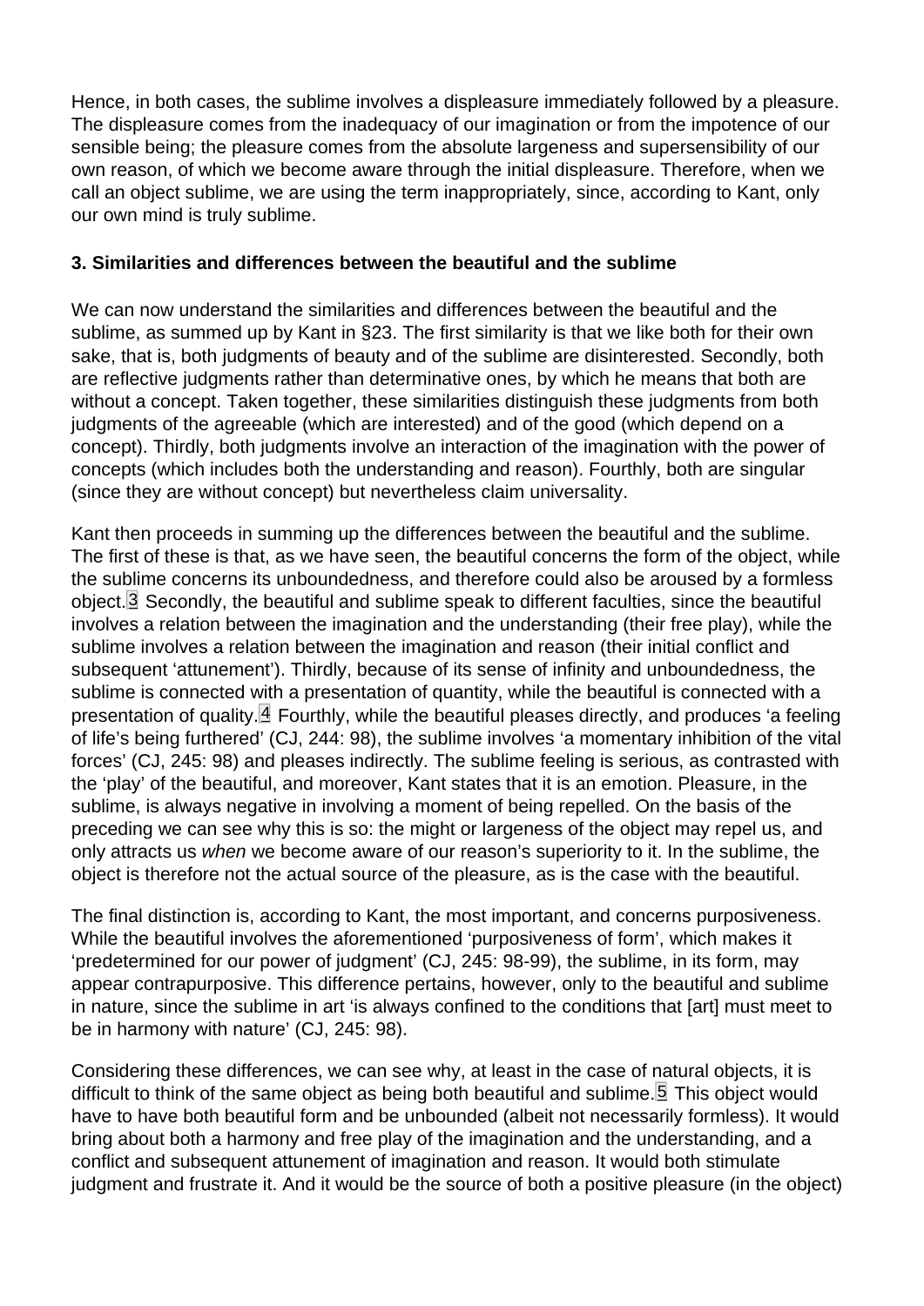Hence, in both cases, the sublime involves a displeasure immediately followed by a pleasure. The displeasure comes from the inadequacy of our imagination or from the impotence of our sensible being; the pleasure comes from the absolute largeness and supersensibility of our own reason, of which we become aware through the initial displeasure. Therefore, when we call an object sublime, we are using the term inappropriately, since, according to Kant, only our own mind is truly sublime.

**3. Similarities and differences between the beautiful and the sublime**

We can now understand the similarities and differences between the beautiful and the sublime, as summed up by Kant in §23. The first similarity is that we like both for their own sake, that is, both judgments of beauty and of the sublime are disinterested. Secondly, both are reflective judgments rather than determinative ones, by which he means that both are without a concept. Taken together, these similarities distinguish these judgments from both judgments of the agreeable (which are interested) and of the good (which depend on a concept). Thirdly, both judgments involve an interaction of the imagination with the power of concepts (which includes both the understanding and reason). Fourthly, both are singular (since they are without concept) but nevertheless claim universality.

Kant then proceeds in summing up the differences between the beautiful and the sublime. The first of these is that, as we have seen, the beautiful concerns the form of the object, while the sublime concerns its unboundedness, and therefore could also be aroused by a formless object.[3] Secondly, the beautiful and sublime speak to different faculties, since the beautiful involves a relation between the imagination and the understanding (their free play), while the sublime involves a relation between the imagination and reason (their initial conflict and subsequent 'attunement'). Thirdly, because of its sense of infinity and unboundedness, the sublime is connected with a presentation of quantity, while the beautiful is connected with a presentation of quality.[4] Fourthly, while the beautiful pleases directly, and produces 'a feeling of life's being furthered' (CJ, 244: 98), the sublime involves 'a momentary inhibition of the vital forces' (CJ, 245: 98) and pleases indirectly. The sublime feeling is serious, as contrasted with the 'play' of the beautiful, and moreover, Kant states that it is an emotion. Pleasure, in the sublime, is always negative in involving a moment of being repelled. On the basis of the preceding we can see why this is so: the might or largeness of the object may repel us, and only attracts us *when* we become aware of our reason's superiority to it. In the sublime, the object is therefore not the actual source of the pleasure, as is the case with the beautiful.

The final distinction is, according to Kant, the most important, and concerns purposiveness. While the beautiful involves the aforementioned 'purposiveness of form', which makes it 'predetermined for our power of judgment' (CJ, 245: 98-99), the sublime, in its form, may appear contrapurposive. This difference pertains, however, only to the beautiful and sublime in nature, since the sublime in art 'is always confined to the conditions that [art] must meet to be in harmony with nature' (CJ, 245: 98).

Considering these differences, we can see why, at least in the case of natural objects, it is difficult to think of the same object as being both beautiful and sublime.[5] This object would have to have both beautiful form and be unbounded (albeit not necessarily formless). It would bring about both a harmony and free play of the imagination and the understanding, and a conflict and subsequent attunement of imagination and reason. It would both stimulate judgment and frustrate it. And it would be the source of both a positive pleasure (in the object)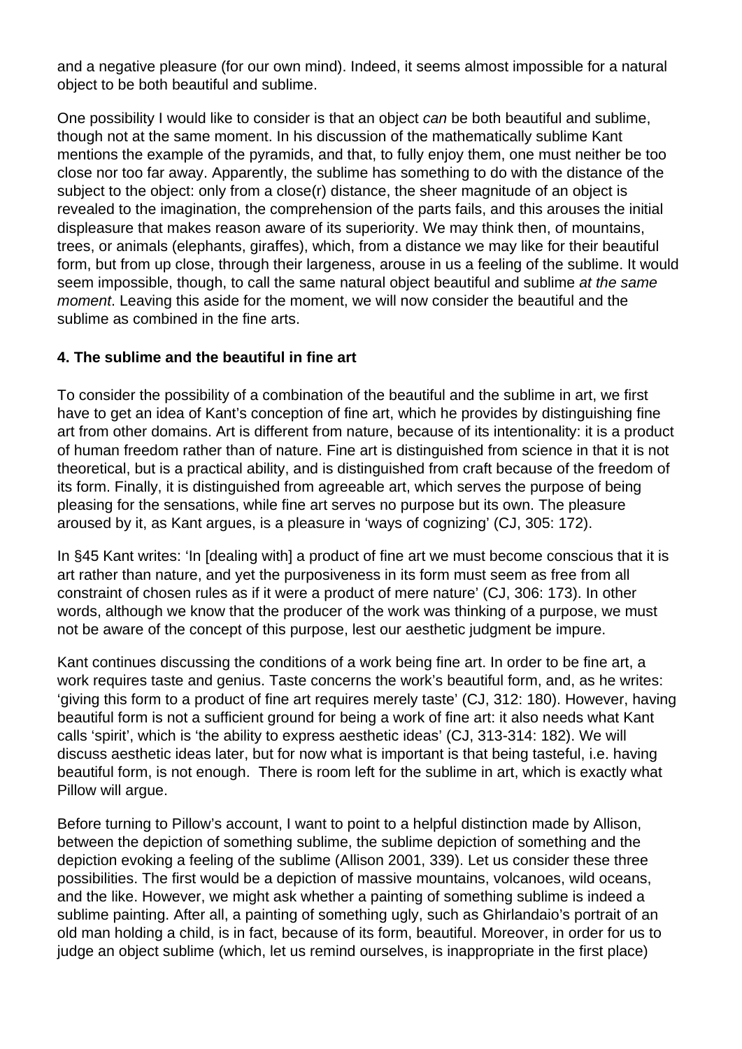and a negative pleasure (for our own mind). Indeed, it seems almost impossible for a natural object to be both beautiful and sublime.

One possibility I would like to consider is that an object *can* be both beautiful and sublime, though not at the same moment. In his discussion of the mathematically sublime Kant mentions the example of the pyramids, and that, to fully enjoy them, one must neither be too close nor too far away. Apparently, the sublime has something to do with the distance of the subject to the object: only from a close(r) distance, the sheer magnitude of an object is revealed to the imagination, the comprehension of the parts fails, and this arouses the initial displeasure that makes reason aware of its superiority. We may think then, of mountains, trees, or animals (elephants, giraffes), which, from a distance we may like for their beautiful form, but from up close, through their largeness, arouse in us a feeling of the sublime. It would seem impossible, though, to call the same natural object beautiful and sublime *at the same moment*. Leaving this aside for the moment, we will now consider the beautiful and the sublime as combined in the fine arts.

**4. The sublime and the beautiful in fine art**

To consider the possibility of a combination of the beautiful and the sublime in art, we first have to get an idea of Kant's conception of fine art, which he provides by distinguishing fine art from other domains. Art is different from nature, because of its intentionality: it is a product of human freedom rather than of nature. Fine art is distinguished from science in that it is not theoretical, but is a practical ability, and is distinguished from craft because of the freedom of its form. Finally, it is distinguished from agreeable art, which serves the purpose of being pleasing for the sensations, while fine art serves no purpose but its own. The pleasure aroused by it, as Kant argues, is a pleasure in 'ways of cognizing' (CJ, 305: 172).

In §45 Kant writes: 'In [dealing with] a product of fine art we must become conscious that it is art rather than nature, and yet the purposiveness in its form must seem as free from all constraint of chosen rules as if it were a product of mere nature' (CJ, 306: 173). In other words, although we know that the producer of the work was thinking of a purpose, we must not be aware of the concept of this purpose, lest our aesthetic judgment be impure.

Kant continues discussing the conditions of a work being fine art. In order to be fine art, a work requires taste and genius. Taste concerns the work's beautiful form, and, as he writes: 'giving this form to a product of fine art requires merely taste' (CJ, 312: 180). However, having beautiful form is not a sufficient ground for being a work of fine art: it also needs what Kant calls 'spirit', which is 'the ability to express aesthetic ideas' (CJ, 313-314: 182). We will discuss aesthetic ideas later, but for now what is important is that being tasteful, i.e. having beautiful form, is not enough. There is room left for the sublime in art, which is exactly what Pillow will argue.

Before turning to Pillow's account, I want to point to a helpful distinction made by Allison, between the depiction of something sublime, the sublime depiction of something and the depiction evoking a feeling of the sublime (Allison 2001, 339). Let us consider these three possibilities. The first would be a depiction of massive mountains, volcanoes, wild oceans, and the like. However, we might ask whether a painting of something sublime is indeed a sublime painting. After all, a painting of something ugly, such as Ghirlandaio's portrait of an old man holding a child, is in fact, because of its form, beautiful. Moreover, in order for us to judge an object sublime (which, let us remind ourselves, is inappropriate in the first place)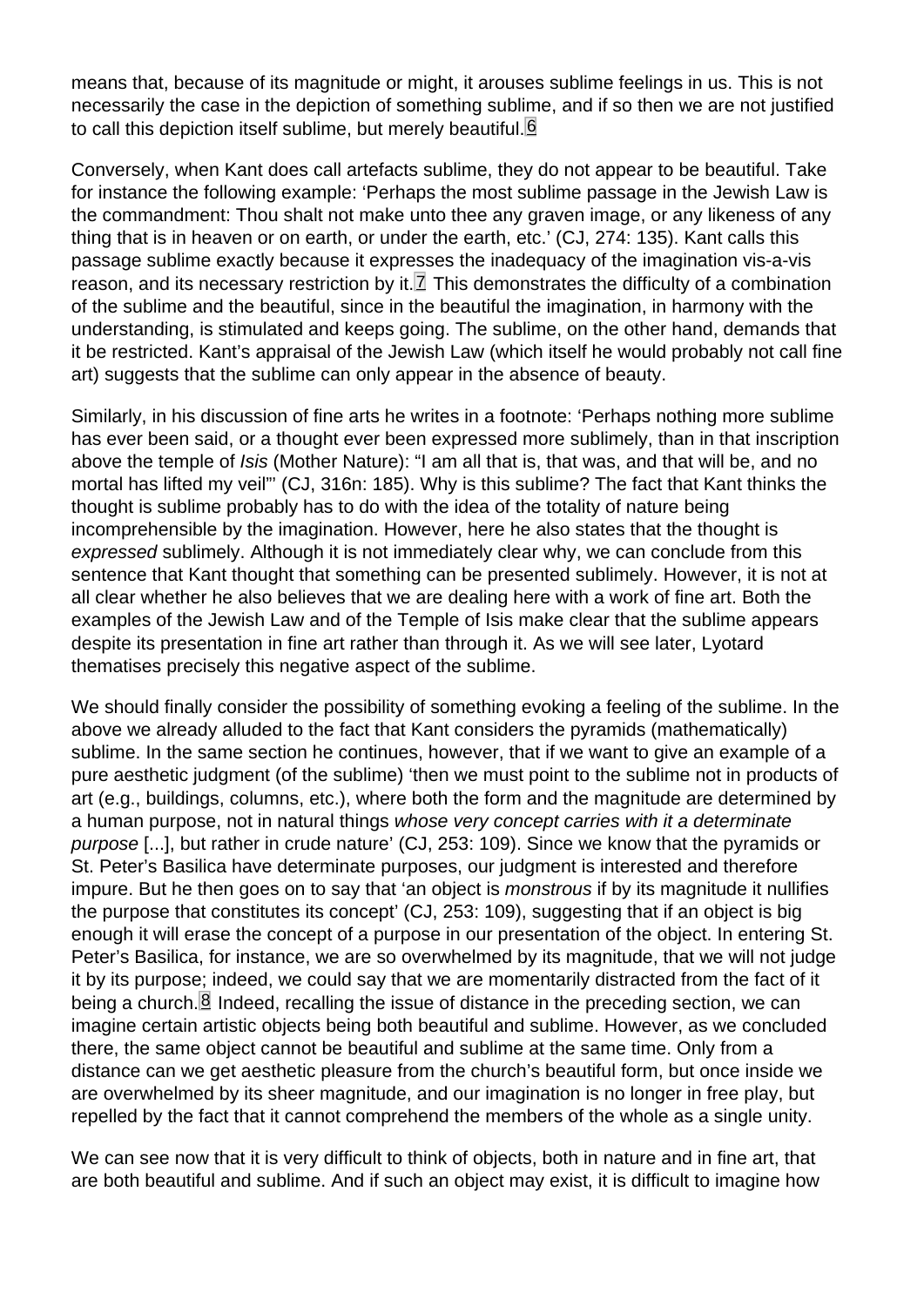means that, because of its magnitude or might, it arouses sublime feelings in us. This is not necessarily the case in the depiction of something sublime, and if so then we are not justified to call this depiction itself sublime, but merely beautiful.[6]

Conversely, when Kant does call artefacts sublime, they do not appear to be beautiful. Take for instance the following example: 'Perhaps the most sublime passage in the Jewish Law is the commandment: Thou shalt not make unto thee any graven image, or any likeness of any thing that is in heaven or on earth, or under the earth, etc.' (CJ, 274: 135). Kant calls this passage sublime exactly because it expresses the inadequacy of the imagination vis-a-vis reason, and its necessary restriction by it.[7] This demonstrates the difficulty of a combination of the sublime and the beautiful, since in the beautiful the imagination, in harmony with the understanding, is stimulated and keeps going. The sublime, on the other hand, demands that it be restricted. Kant's appraisal of the Jewish Law (which itself he would probably not call fine art) suggests that the sublime can only appear in the absence of beauty.

Similarly, in his discussion of fine arts he writes in a footnote: 'Perhaps nothing more sublime has ever been said, or a thought ever been expressed more sublimely, than in that inscription above the temple of *Isis* (Mother Nature): "I am all that is, that was, and that will be, and no mortal has lifted my veil"' (CJ, 316n: 185). Why is this sublime? The fact that Kant thinks the thought is sublime probably has to do with the idea of the totality of nature being incomprehensible by the imagination. However, here he also states that the thought is *expressed* sublimely. Although it is not immediately clear why, we can conclude from this sentence that Kant thought that something can be presented sublimely. However, it is not at all clear whether he also believes that we are dealing here with a work of fine art. Both the examples of the Jewish Law and of the Temple of Isis make clear that the sublime appears despite its presentation in fine art rather than through it. As we will see later, Lyotard thematises precisely this negative aspect of the sublime.

We should finally consider the possibility of something evoking a feeling of the sublime. In the above we already alluded to the fact that Kant considers the pyramids (mathematically) sublime. In the same section he continues, however, that if we want to give an example of a pure aesthetic judgment (of the sublime) 'then we must point to the sublime not in products of art (e.g., buildings, columns, etc.), where both the form and the magnitude are determined by a human purpose, not in natural things *whose very concept carries with it a determinate purpose* [...], but rather in crude nature' (CJ, 253: 109). Since we know that the pyramids or St. Peter's Basilica have determinate purposes, our judgment is interested and therefore impure. But he then goes on to say that 'an object is *monstrous* if by its magnitude it nullifies the purpose that constitutes its concept' (CJ, 253: 109), suggesting that if an object is big enough it will erase the concept of a purpose in our presentation of the object. In entering St. Peter's Basilica, for instance, we are so overwhelmed by its magnitude, that we will not judge it by its purpose; indeed, we could say that we are momentarily distracted from the fact of it being a church.[8] Indeed, recalling the issue of distance in the preceding section, we can imagine certain artistic objects being both beautiful and sublime. However, as we concluded there, the same object cannot be beautiful and sublime at the same time. Only from a distance can we get aesthetic pleasure from the church's beautiful form, but once inside we are overwhelmed by its sheer magnitude, and our imagination is no longer in free play, but repelled by the fact that it cannot comprehend the members of the whole as a single unity.

We can see now that it is very difficult to think of objects, both in nature and in fine art, that are both beautiful and sublime. And if such an object may exist, it is difficult to imagine how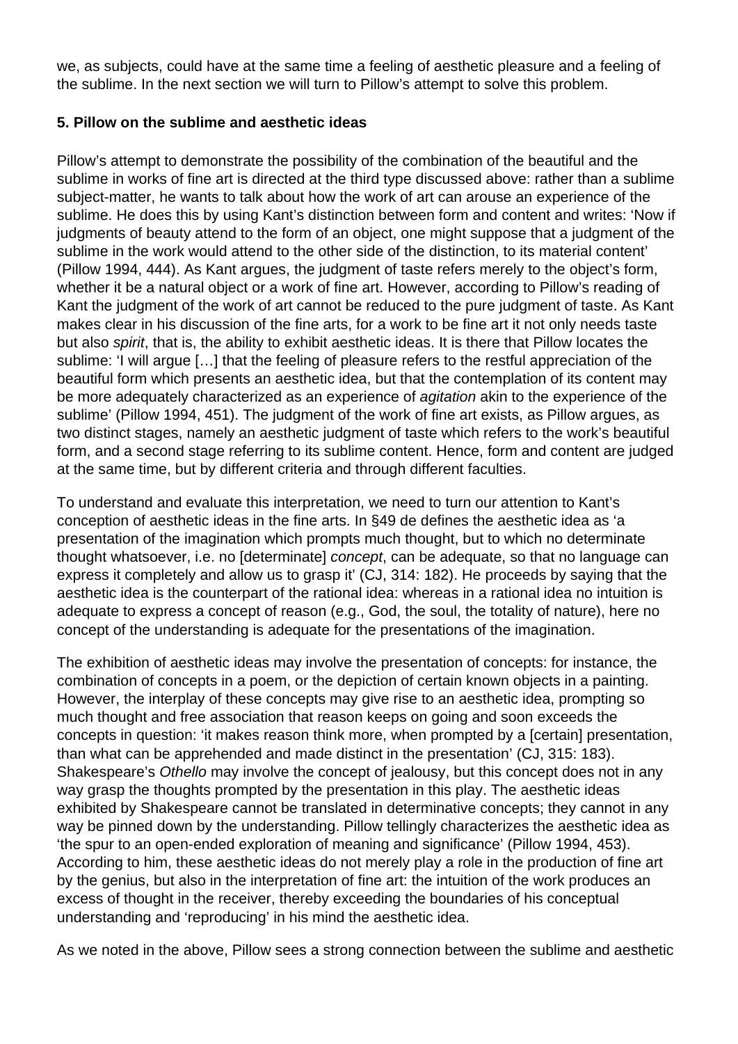we, as subjects, could have at the same time a feeling of aesthetic pleasure and a feeling of the sublime. In the next section we will turn to Pillow's attempt to solve this problem.

### 5. Pillow on the sublime and aesthetic ideas

Pillow's attempt to demonstrate the possibility of the combination of the beautiful and the sublime in works of fine art is directed at the third type discussed above: rather than a sublime subject-matter, he wants to talk about how the work of art can arouse an experience of the sublime. He does this by using Kant's distinction between form and content and writes: 'Now if judgments of beauty attend to the form of an object, one might suppose that a judgment of the sublime in the work would attend to the other side of the distinction, to its material content' (Pillow 1994, 444). As Kant argues, the judgment of taste refers merely to the object's form, whether it be a natural object or a work of fine art. However, according to Pillow's reading of Kant the judgment of the work of art cannot be reduced to the pure judgment of taste. As Kant makes clear in his discussion of the fine arts, for a work to be fine art it not only needs taste but also *spirit*, that is, the ability to exhibit aesthetic ideas. It is there that Pillow locates the sublime: 'I will argue […] that the feeling of pleasure refers to the restful appreciation of the beautiful form which presents an aesthetic idea, but that the contemplation of its content may be more adequately characterized as an experience of *agitation* akin to the experience of the sublime' (Pillow 1994, 451). The judgment of the work of fine art exists, as Pillow argues, as two distinct stages, namely an aesthetic judgment of taste which refers to the work's beautiful form, and a second stage referring to its sublime content. Hence, form and content are judged at the same time, but by different criteria and through different faculties.

To understand and evaluate this interpretation, we need to turn our attention to Kant's conception of aesthetic ideas in the fine arts. In §49 de defines the aesthetic idea as 'a presentation of the imagination which prompts much thought, but to which no determinate thought whatsoever, i.e. no [determinate] *concept*, can be adequate, so that no language can express it completely and allow us to grasp it' (CJ, 314: 182). He proceeds by saying that the aesthetic idea is the counterpart of the rational idea: whereas in a rational idea no intuition is adequate to express a concept of reason (e.g., God, the soul, the totality of nature), here no concept of the understanding is adequate for the presentations of the imagination.

The exhibition of aesthetic ideas may involve the presentation of concepts: for instance, the combination of concepts in a poem, or the depiction of certain known objects in a painting. However, the interplay of these concepts may give rise to an aesthetic idea, prompting so much thought and free association that reason keeps on going and soon exceeds the concepts in question: 'it makes reason think more, when prompted by a [certain] presentation, than what can be apprehended and made distinct in the presentation' (CJ, 315: 183). Shakespeare's *Othello* may involve the concept of jealousy, but this concept does not in any way grasp the thoughts prompted by the presentation in this play. The aesthetic ideas exhibited by Shakespeare cannot be translated in determinative concepts; they cannot in any way be pinned down by the understanding. Pillow tellingly characterizes the aesthetic idea as 'the spur to an open-ended exploration of meaning and significance' (Pillow 1994, 453). According to him, these aesthetic ideas do not merely play a role in the production of fine art by the genius, but also in the interpretation of fine art: the intuition of the work produces an excess of thought in the receiver, thereby exceeding the boundaries of his conceptual understanding and 'reproducing' in his mind the aesthetic idea.

As we noted in the above, Pillow sees a strong connection between the sublime and aesthetic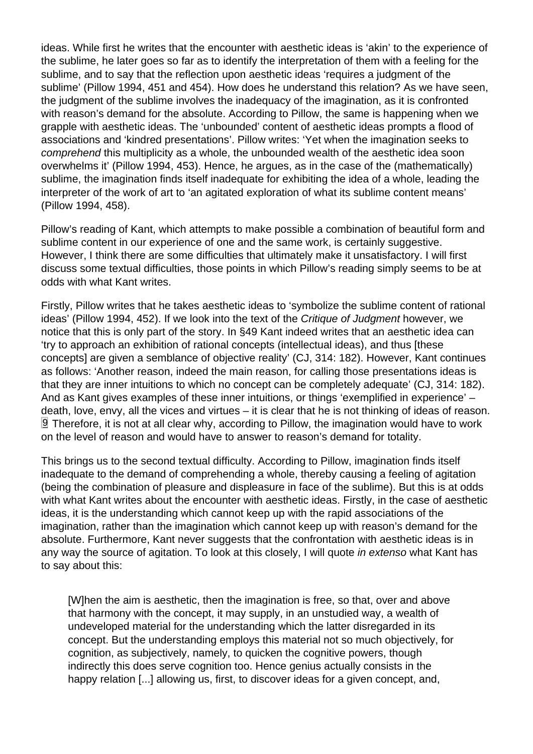ideas. While first he writes that the encounter with aesthetic ideas is 'akin' to the experience of the sublime, he later goes so far as to identify the interpretation of them with a feeling for the sublime, and to say that the reflection upon aesthetic ideas 'requires a judgment of the sublime' (Pillow 1994, 451 and 454). How does he understand this relation? As we have seen, the judgment of the sublime involves the inadequacy of the imagination, as it is confronted with reason's demand for the absolute. According to Pillow, the same is happening when we grapple with aesthetic ideas. The 'unbounded' content of aesthetic ideas prompts a flood of associations and 'kindred presentations'. Pillow writes: 'Yet when the imagination seeks to *comprehend* this multiplicity as a whole, the unbounded wealth of the aesthetic idea soon overwhelms it' (Pillow 1994, 453). Hence, he argues, as in the case of the (mathematically) sublime, the imagination finds itself inadequate for exhibiting the idea of a whole, leading the interpreter of the work of art to 'an agitated exploration of what its sublime content means' (Pillow 1994, 458).

Pillow's reading of Kant, which attempts to make possible a combination of beautiful form and sublime content in our experience of one and the same work, is certainly suggestive. However, I think there are some difficulties that ultimately make it unsatisfactory. I will first discuss some textual difficulties, those points in which Pillow's reading simply seems to be at odds with what Kant writes.

Firstly, Pillow writes that he takes aesthetic ideas to 'symbolize the sublime content of rational ideas' (Pillow 1994, 452). If we look into the text of the *Critique of Judgment* however, we notice that this is only part of the story. In §49 Kant indeed writes that an aesthetic idea can 'try to approach an exhibition of rational concepts (intellectual ideas), and thus [these concepts] are given a semblance of objective reality' (CJ, 314: 182). However, Kant continues as follows: 'Another reason, indeed the main reason, for calling those presentations ideas is that they are inner intuitions to which no concept can be completely adequate' (CJ, 314: 182). And as Kant gives examples of these inner intuitions, or things 'exemplified in experience' – death, love, envy, all the vices and virtues – it is clear that he is not thinking of ideas of reason. [9] Therefore, it is not at all clear why, according to Pillow, the imagination would have to work on the level of reason and would have to answer to reason's demand for totality.

This brings us to the second textual difficulty. According to Pillow, imagination finds itself inadequate to the demand of comprehending a whole, thereby causing a feeling of agitation (being the combination of pleasure and displeasure in face of the sublime). But this is at odds with what Kant writes about the encounter with aesthetic ideas. Firstly, in the case of aesthetic ideas, it is the understanding which cannot keep up with the rapid associations of the imagination, rather than the imagination which cannot keep up with reason's demand for the absolute. Furthermore, Kant never suggests that the confrontation with aesthetic ideas is in any way the source of agitation. To look at this closely, I will quote *in extenso* what Kant has to say about this:

> [W]hen the aim is aesthetic, then the imagination is free, so that, over and above that harmony with the concept, it may supply, in an unstudied way, a wealth of undeveloped material for the understanding which the latter disregarded in its concept. But the understanding employs this material not so much objectively, for cognition, as subjectively, namely, to quicken the cognitive powers, though indirectly this does serve cognition too. Hence genius actually consists in the happy relation [...] allowing us, first, to discover ideas for a given concept, and,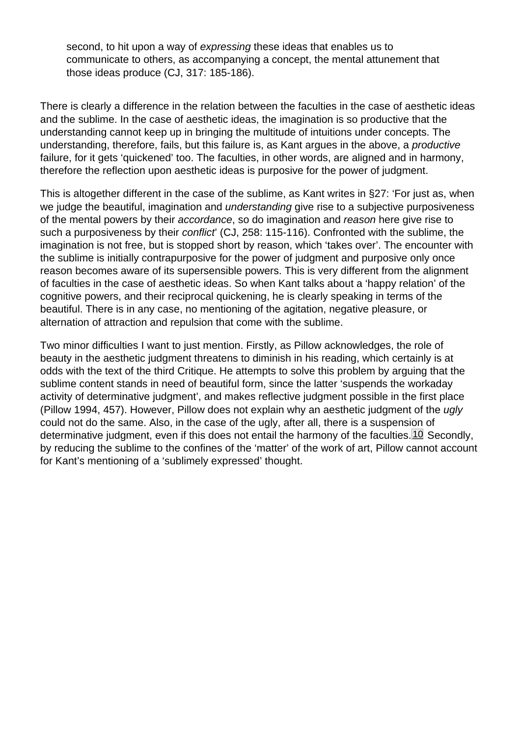> second, to hit upon a way of *expressing* these ideas that enables us to communicate to others, as accompanying a concept, the mental attunement that those ideas produce (CJ, 317: 185-186).

There is clearly a difference in the relation between the faculties in the case of aesthetic ideas and the sublime. In the case of aesthetic ideas, the imagination is so productive that the understanding cannot keep up in bringing the multitude of intuitions under concepts. The understanding, therefore, fails, but this failure is, as Kant argues in the above, a *productive* failure, for it gets 'quickened' too. The faculties, in other words, are aligned and in harmony, therefore the reflection upon aesthetic ideas is purposive for the power of judgment.

This is altogether different in the case of the sublime, as Kant writes in §27: 'For just as, when we judge the beautiful, imagination and *understanding* give rise to a subjective purposiveness of the mental powers by their *accordance*, so do imagination and *reason* here give rise to such a purposiveness by their *conflict*' (CJ, 258: 115-116). Confronted with the sublime, the imagination is not free, but is stopped short by reason, which 'takes over'. The encounter with the sublime is initially contrapurposive for the power of judgment and purposive only once reason becomes aware of its supersensible powers. This is very different from the alignment of faculties in the case of aesthetic ideas. So when Kant talks about a 'happy relation' of the cognitive powers, and their reciprocal quickening, he is clearly speaking in terms of the beautiful. There is in any case, no mentioning of the agitation, negative pleasure, or alternation of attraction and repulsion that come with the sublime.

Two minor difficulties I want to just mention. Firstly, as Pillow acknowledges, the role of beauty in the aesthetic judgment threatens to diminish in his reading, which certainly is at odds with the text of the third Critique. He attempts to solve this problem by arguing that the sublime content stands in need of beautiful form, since the latter 'suspends the workaday activity of determinative judgment', and makes reflective judgment possible in the first place (Pillow 1994, 457). However, Pillow does not explain why an aesthetic judgment of the *ugly* could not do the same. Also, in the case of the ugly, after all, there is a suspension of determinative judgment, even if this does not entail the harmony of the faculties.[10] Secondly, by reducing the sublime to the confines of the 'matter' of the work of art, Pillow cannot account for Kant's mentioning of a 'sublimely expressed' thought.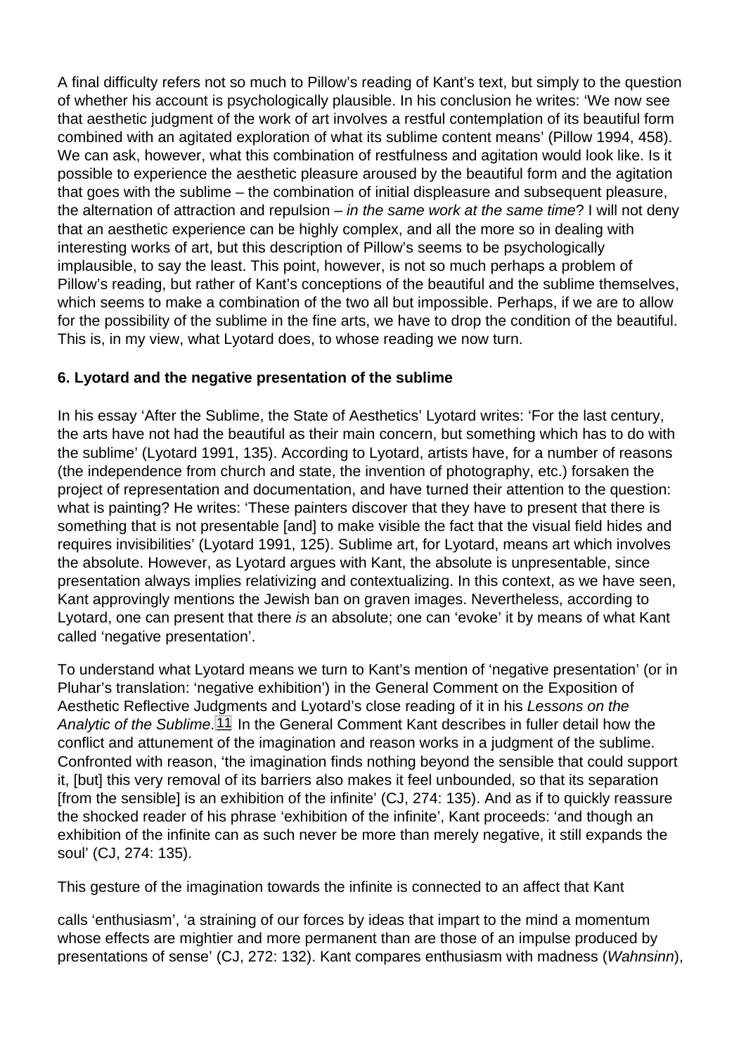A final difficulty refers not so much to Pillow's reading of Kant's text, but simply to the question of whether his account is psychologically plausible. In his conclusion he writes: 'We now see that aesthetic judgment of the work of art involves a restful contemplation of its beautiful form combined with an agitated exploration of what its sublime content means' (Pillow 1994, 458). We can ask, however, what this combination of restfulness and agitation would look like. Is it possible to experience the aesthetic pleasure aroused by the beautiful form and the agitation that goes with the sublime – the combination of initial displeasure and subsequent pleasure, the alternation of attraction and repulsion – *in the same work at the same time*? I will not deny that an aesthetic experience can be highly complex, and all the more so in dealing with interesting works of art, but this description of Pillow's seems to be psychologically implausible, to say the least. This point, however, is not so much perhaps a problem of Pillow's reading, but rather of Kant's conceptions of the beautiful and the sublime themselves, which seems to make a combination of the two all but impossible. Perhaps, if we are to allow for the possibility of the sublime in the fine arts, we have to drop the condition of the beautiful. This is, in my view, what Lyotard does, to whose reading we now turn.

**6. Lyotard and the negative presentation of the sublime**

In his essay 'After the Sublime, the State of Aesthetics' Lyotard writes: 'For the last century, the arts have not had the beautiful as their main concern, but something which has to do with the sublime' (Lyotard 1991, 135). According to Lyotard, artists have, for a number of reasons (the independence from church and state, the invention of photography, etc.) forsaken the project of representation and documentation, and have turned their attention to the question: what is painting? He writes: 'These painters discover that they have to present that there is something that is not presentable [and] to make visible the fact that the visual field hides and requires invisibilities' (Lyotard 1991, 125). Sublime art, for Lyotard, means art which involves the absolute. However, as Lyotard argues with Kant, the absolute is unpresentable, since presentation always implies relativizing and contextualizing. In this context, as we have seen, Kant approvingly mentions the Jewish ban on graven images. Nevertheless, according to Lyotard, one can present that there *is* an absolute; one can 'evoke' it by means of what Kant called 'negative presentation'.

To understand what Lyotard means we turn to Kant's mention of 'negative presentation' (or in Pluhar's translation: 'negative exhibition') in the General Comment on the Exposition of Aesthetic Reflective Judgments and Lyotard's close reading of it in his *Lessons on the Analytic of the Sublime*.[11] In the General Comment Kant describes in fuller detail how the conflict and attunement of the imagination and reason works in a judgment of the sublime. Confronted with reason, 'the imagination finds nothing beyond the sensible that could support it, [but] this very removal of its barriers also makes it feel unbounded, so that its separation [from the sensible] is an exhibition of the infinite' (CJ, 274: 135). And as if to quickly reassure the shocked reader of his phrase 'exhibition of the infinite', Kant proceeds: 'and though an exhibition of the infinite can as such never be more than merely negative, it still expands the soul' (CJ, 274: 135).

This gesture of the imagination towards the infinite is connected to an affect that Kant calls 'enthusiasm', 'a straining of our forces by ideas that impart to the mind a momentum whose effects are mightier and more permanent than are those of an impulse produced by presentations of sense' (CJ, 272: 132). Kant compares enthusiasm with madness (*Wahnsinn*),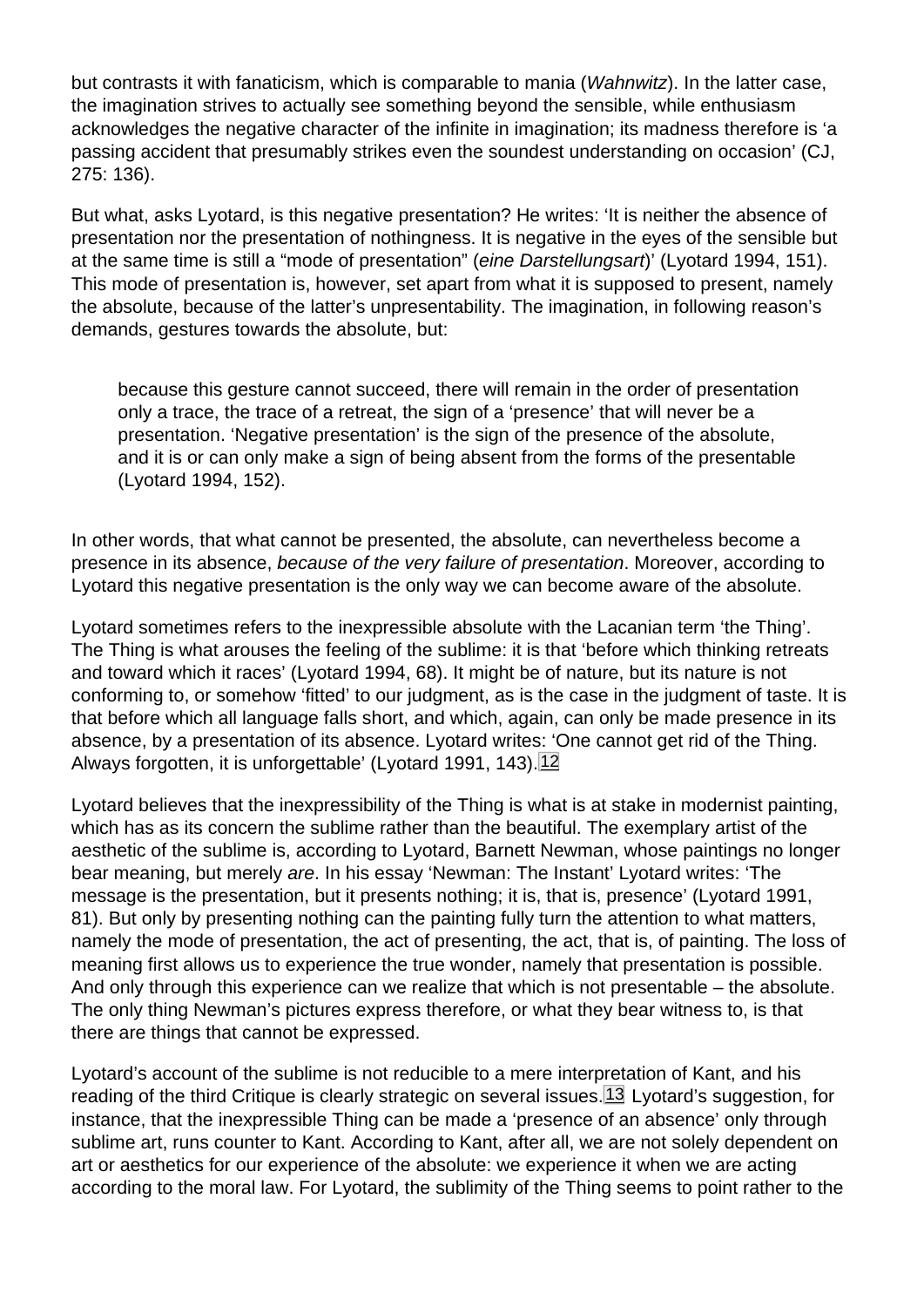but contrasts it with fanaticism, which is comparable to mania (*Wahnwitz*). In the latter case, the imagination strives to actually see something beyond the sensible, while enthusiasm acknowledges the negative character of the infinite in imagination; its madness therefore is 'a passing accident that presumably strikes even the soundest understanding on occasion' (CJ, 275: 136).

But what, asks Lyotard, is this negative presentation? He writes: 'It is neither the absence of presentation nor the presentation of nothingness. It is negative in the eyes of the sensible but at the same time is still a "mode of presentation" (*eine Darstellungsart*)' (Lyotard 1994, 151). This mode of presentation is, however, set apart from what it is supposed to present, namely the absolute, because of the latter's unpresentability. The imagination, in following reason's demands, gestures towards the absolute, but:

> because this gesture cannot succeed, there will remain in the order of presentation only a trace, the trace of a retreat, the sign of a 'presence' that will never be a presentation. 'Negative presentation' is the sign of the presence of the absolute, and it is or can only make a sign of being absent from the forms of the presentable (Lyotard 1994, 152).

In other words, that what cannot be presented, the absolute, can nevertheless become a presence in its absence, *because of the very failure of presentation*. Moreover, according to Lyotard this negative presentation is the only way we can become aware of the absolute.

Lyotard sometimes refers to the inexpressible absolute with the Lacanian term 'the Thing'. The Thing is what arouses the feeling of the sublime: it is that 'before which thinking retreats and toward which it races' (Lyotard 1994, 68). It might be of nature, but its nature is not conforming to, or somehow 'fitted' to our judgment, as is the case in the judgment of taste. It is that before which all language falls short, and which, again, can only be made presence in its absence, by a presentation of its absence. Lyotard writes: 'One cannot get rid of the Thing. Always forgotten, it is unforgettable' (Lyotard 1991, 143).[12]

Lyotard believes that the inexpressibility of the Thing is what is at stake in modernist painting, which has as its concern the sublime rather than the beautiful. The exemplary artist of the aesthetic of the sublime is, according to Lyotard, Barnett Newman, whose paintings no longer bear meaning, but merely *are*. In his essay 'Newman: The Instant' Lyotard writes: 'The message is the presentation, but it presents nothing; it is, that is, presence' (Lyotard 1991, 81). But only by presenting nothing can the painting fully turn the attention to what matters, namely the mode of presentation, the act of presenting, the act, that is, of painting. The loss of meaning first allows us to experience the true wonder, namely that presentation is possible. And only through this experience can we realize that which is not presentable – the absolute. The only thing Newman's pictures express therefore, or what they bear witness to, is that there are things that cannot be expressed.

Lyotard's account of the sublime is not reducible to a mere interpretation of Kant, and his reading of the third Critique is clearly strategic on several issues.[13] Lyotard's suggestion, for instance, that the inexpressible Thing can be made a 'presence of an absence' only through sublime art, runs counter to Kant. According to Kant, after all, we are not solely dependent on art or aesthetics for our experience of the absolute: we experience it when we are acting according to the moral law. For Lyotard, the sublimity of the Thing seems to point rather to the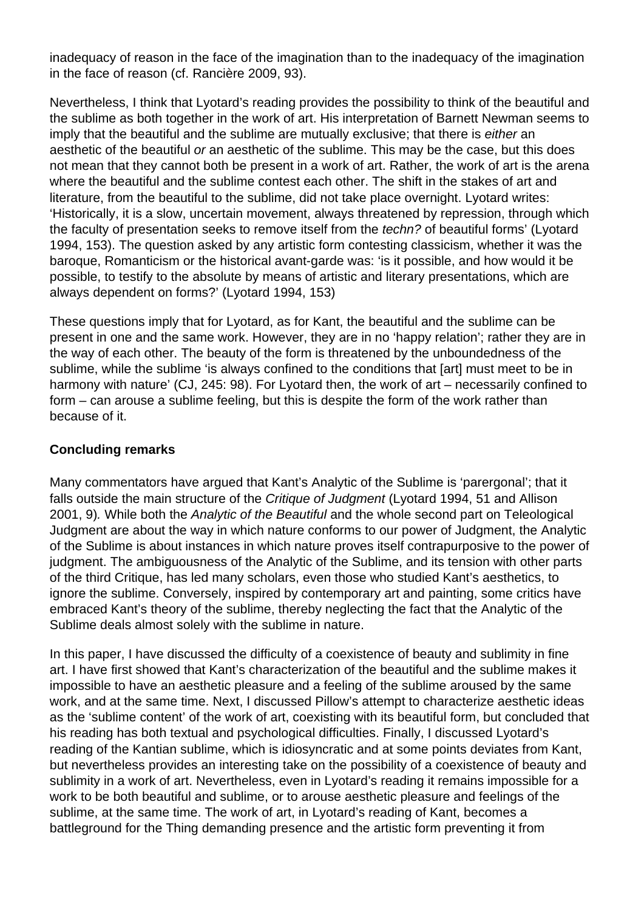inadequacy of reason in the face of the imagination than to the inadequacy of the imagination in the face of reason (cf. Rancière 2009, 93).

Nevertheless, I think that Lyotard's reading provides the possibility to think of the beautiful and the sublime as both together in the work of art. His interpretation of Barnett Newman seems to imply that the beautiful and the sublime are mutually exclusive; that there is *either* an aesthetic of the beautiful *or* an aesthetic of the sublime. This may be the case, but this does not mean that they cannot both be present in a work of art. Rather, the work of art is the arena where the beautiful and the sublime contest each other. The shift in the stakes of art and literature, from the beautiful to the sublime, did not take place overnight. Lyotard writes: 'Historically, it is a slow, uncertain movement, always threatened by repression, through which the faculty of presentation seeks to remove itself from the *techn?* of beautiful forms' (Lyotard 1994, 153). The question asked by any artistic form contesting classicism, whether it was the baroque, Romanticism or the historical avant-garde was: 'is it possible, and how would it be possible, to testify to the absolute by means of artistic and literary presentations, which are always dependent on forms?' (Lyotard 1994, 153)

These questions imply that for Lyotard, as for Kant, the beautiful and the sublime can be present in one and the same work. However, they are in no 'happy relation'; rather they are in the way of each other. The beauty of the form is threatened by the unboundedness of the sublime, while the sublime 'is always confined to the conditions that [art] must meet to be in harmony with nature' (CJ, 245: 98). For Lyotard then, the work of art – necessarily confined to form – can arouse a sublime feeling, but this is despite the form of the work rather than because of it.

**Concluding remarks**

Many commentators have argued that Kant's Analytic of the Sublime is 'parergonal'; that it falls outside the main structure of the *Critique of Judgment* (Lyotard 1994, 51 and Allison 2001, 9). While both the *Analytic of the Beautiful* and the whole second part on Teleological Judgment are about the way in which nature conforms to our power of Judgment, the Analytic of the Sublime is about instances in which nature proves itself contrapurposive to the power of judgment. The ambiguousness of the Analytic of the Sublime, and its tension with other parts of the third Critique, has led many scholars, even those who studied Kant's aesthetics, to ignore the sublime. Conversely, inspired by contemporary art and painting, some critics have embraced Kant's theory of the sublime, thereby neglecting the fact that the Analytic of the Sublime deals almost solely with the sublime in nature.

In this paper, I have discussed the difficulty of a coexistence of beauty and sublimity in fine art. I have first showed that Kant's characterization of the beautiful and the sublime makes it impossible to have an aesthetic pleasure and a feeling of the sublime aroused by the same work, and at the same time. Next, I discussed Pillow's attempt to characterize aesthetic ideas as the 'sublime content' of the work of art, coexisting with its beautiful form, but concluded that his reading has both textual and psychological difficulties. Finally, I discussed Lyotard's reading of the Kantian sublime, which is idiosyncratic and at some points deviates from Kant, but nevertheless provides an interesting take on the possibility of a coexistence of beauty and sublimity in a work of art. Nevertheless, even in Lyotard's reading it remains impossible for a work to be both beautiful and sublime, or to arouse aesthetic pleasure and feelings of the sublime, at the same time. The work of art, in Lyotard's reading of Kant, becomes a battleground for the Thing demanding presence and the artistic form preventing it from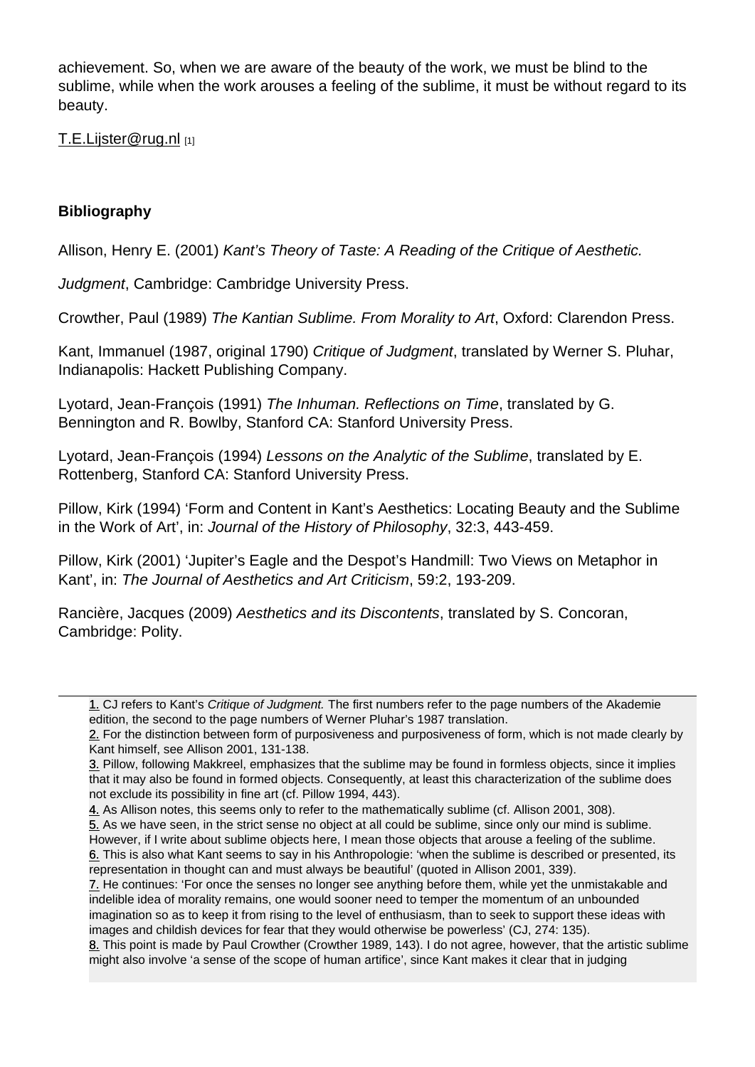achievement. So, when we are aware of the beauty of the work, we must be blind to the sublime, while when the work arouses a feeling of the sublime, it must be without regard to its beauty.

T.E.Lijster@rug.nl [1]

**Bibliography**

Allison, Henry E. (2001) *Kant's Theory of Taste: A Reading of the Critique of Aesthetic.*

*Judgment*, Cambridge: Cambridge University Press.

Crowther, Paul (1989) *The Kantian Sublime. From Morality to Art*, Oxford: Clarendon Press.

Kant, Immanuel (1987, original 1790) *Critique of Judgment*, translated by Werner S. Pluhar, Indianapolis: Hackett Publishing Company.

Lyotard, Jean-François (1991) *The Inhuman. Reflections on Time*, translated by G. Bennington and R. Bowlby, Stanford CA: Stanford University Press.

Lyotard, Jean-François (1994) *Lessons on the Analytic of the Sublime*, translated by E. Rottenberg, Stanford CA: Stanford University Press.

Pillow, Kirk (1994) 'Form and Content in Kant's Aesthetics: Locating Beauty and the Sublime in the Work of Art', in: *Journal of the History of Philosophy*, 32:3, 443-459.

Pillow, Kirk (2001) 'Jupiter's Eagle and the Despot's Handmill: Two Views on Metaphor in Kant', in: *The Journal of Aesthetics and Art Criticism*, 59:2, 193-209.

Rancière, Jacques (2009) *Aesthetics and its Discontents*, translated by S. Concoran, Cambridge: Polity.

---

1. CJ refers to Kant's *Critique of Judgment.* The first numbers refer to the page numbers of the Akademie edition, the second to the page numbers of Werner Pluhar's 1987 translation.
2. For the distinction between form of purposiveness and purposiveness of form, which is not made clearly by Kant himself, see Allison 2001, 131-138.
3. Pillow, following Makkreel, emphasizes that the sublime may be found in formless objects, since it implies that it may also be found in formed objects. Consequently, at least this characterization of the sublime does not exclude its possibility in fine art (cf. Pillow 1994, 443).
4. As Allison notes, this seems only to refer to the mathematically sublime (cf. Allison 2001, 308).
5. As we have seen, in the strict sense no object at all could be sublime, since only our mind is sublime. However, if I write about sublime objects here, I mean those objects that arouse a feeling of the sublime.
6. This is also what Kant seems to say in his Anthropologie: 'when the sublime is described or presented, its representation in thought can and must always be beautiful' (quoted in Allison 2001, 339).
7. He continues: 'For once the senses no longer see anything before them, while yet the unmistakable and indelible idea of morality remains, one would sooner need to temper the momentum of an unbounded imagination so as to keep it from rising to the level of enthusiasm, than to seek to support these ideas with images and childish devices for fear that they would otherwise be powerless' (CJ, 274: 135).
8. This point is made by Paul Crowther (Crowther 1989, 143). I do not agree, however, that the artistic sublime might also involve 'a sense of the scope of human artifice', since Kant makes it clear that in judging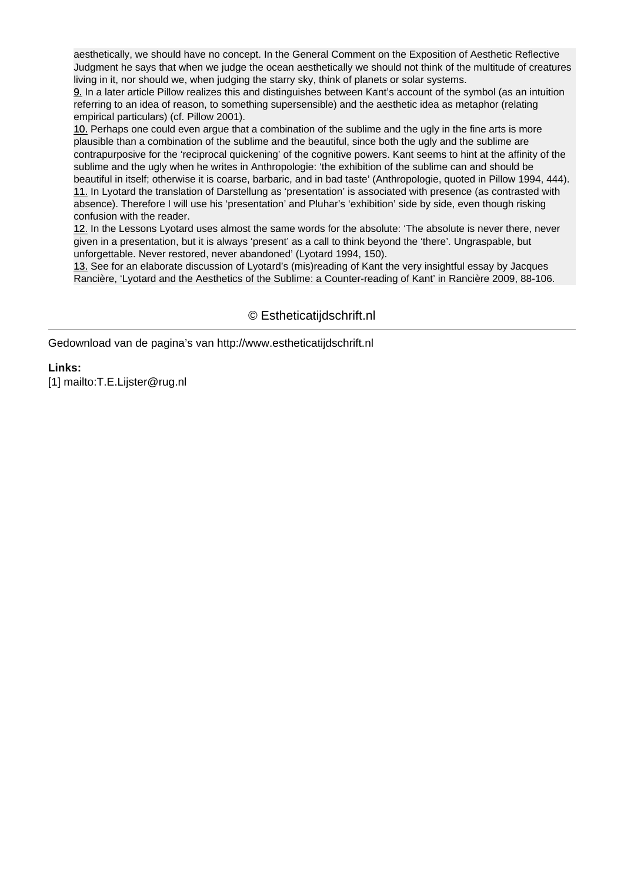aesthetically, we should have no concept. In the General Comment on the Exposition of Aesthetic Reflective Judgment he says that when we judge the ocean aesthetically we should not think of the multitude of creatures living in it, nor should we, when judging the starry sky, think of planets or solar systems.

9. In a later article Pillow realizes this and distinguishes between Kant's account of the symbol (as an intuition referring to an idea of reason, to something supersensible) and the aesthetic idea as metaphor (relating empirical particulars) (cf. Pillow 2001).

10. Perhaps one could even argue that a combination of the sublime and the ugly in the fine arts is more plausible than a combination of the sublime and the beautiful, since both the ugly and the sublime are contrapurposive for the 'reciprocal quickening' of the cognitive powers. Kant seems to hint at the affinity of the sublime and the ugly when he writes in Anthropologie: 'the exhibition of the sublime can and should be beautiful in itself; otherwise it is coarse, barbaric, and in bad taste' (Anthropologie, quoted in Pillow 1994, 444).

11. In Lyotard the translation of Darstellung as 'presentation' is associated with presence (as contrasted with absence). Therefore I will use his 'presentation' and Pluhar's 'exhibition' side by side, even though risking confusion with the reader.

12. In the Lessons Lyotard uses almost the same words for the absolute: 'The absolute is never there, never given in a presentation, but it is always 'present' as a call to think beyond the 'there'. Ungraspable, but unforgettable. Never restored, never abandoned' (Lyotard 1994, 150).

13. See for an elaborate discussion of Lyotard's (mis)reading of Kant the very insightful essay by Jacques Rancière, 'Lyotard and the Aesthetics of the Sublime: a Counter-reading of Kant' in Rancière 2009, 88-106.

© Estheticatijdschrift.nl

Gedownload van de pagina's van http://www.estheticatijdschrift.nl

**Links:**
[1] mailto:T.E.Lijster@rug.nl